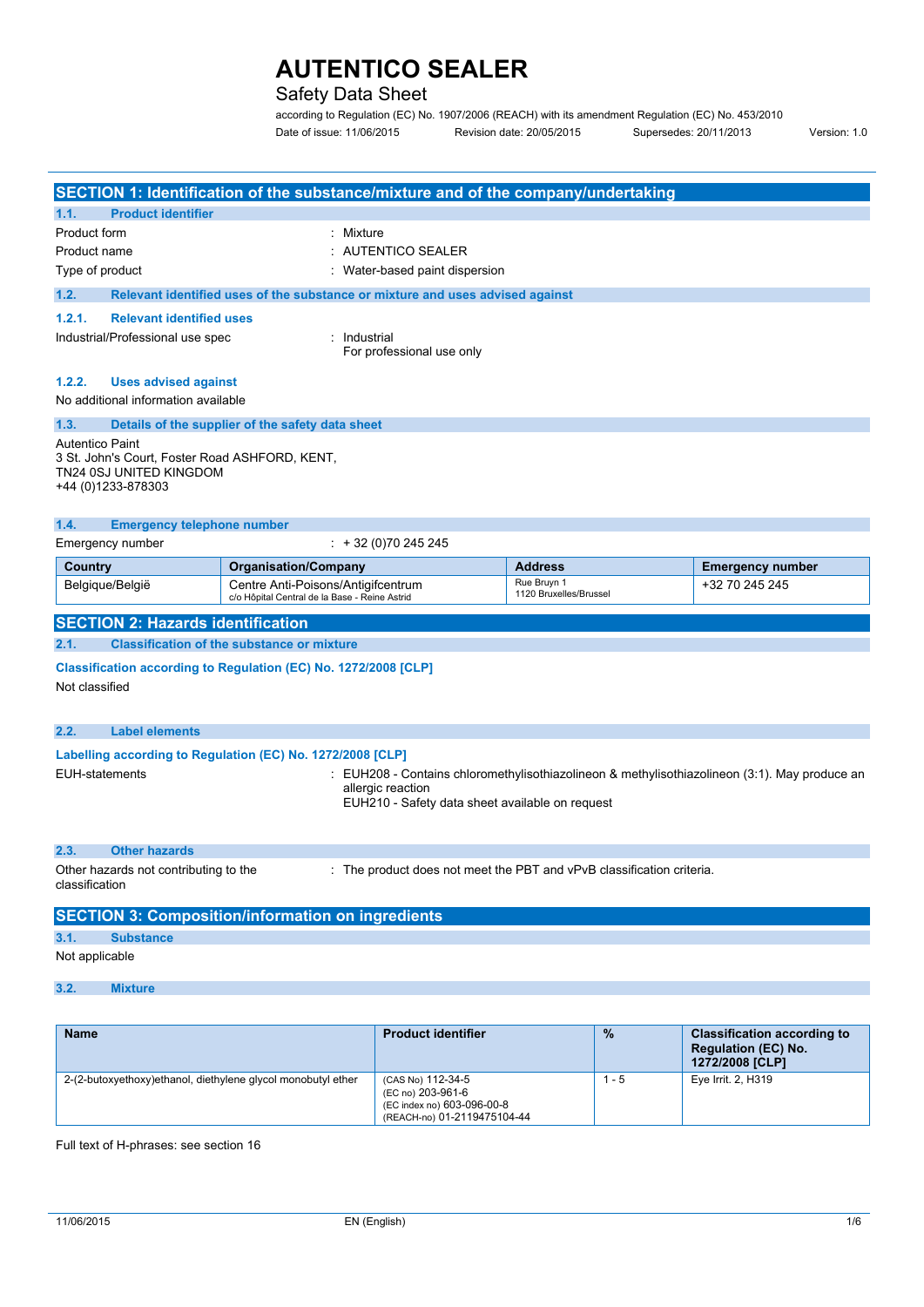# AUTENTICO SEALER

## Safety Data Sheet

according to Regulation (EC) No. 1907/2006 (REACH) with its amendment Regulation (EC) No. 453/2010

Date of issue: 11/06/2015 Revision date: 20/05/2015 Supersedes: 20/11/2013 Version: 1.0

## SECTION 1: Identification of the substance/mixture and of the company/undertaking

### 1.1. Product identifier

Product form : Mixture

Product name : AUTENTICO SEALER

Type of product : Water-based paint dispersion

### 1.2. Relevant identified uses of the substance or mixture and uses advised against

#### 1.2.1. Relevant identified uses

Industrial/Professional use spec : Industrial
For professional use only

#### 1.2.2. Uses advised against

No additional information available

### 1.3. Details of the supplier of the safety data sheet

Autentico Paint
3 St. John's Court, Foster Road ASHFORD, KENT,
TN24 0SJ UNITED KINGDOM
+44 (0)1233-878303

### 1.4. Emergency telephone number

Emergency number : + 32 (0)70 245 245

| Country | Organisation/Company | Address | Emergency number |
|---|---|---|---|
| Belgique/België | Centre Anti-Poisons/Antigifcentrum<br>c/o Hôpital Central de la Base - Reine Astrid | Rue Bruyn 1<br>1120 Bruxelles/Brussel | +32 70 245 245 |

## SECTION 2: Hazards identification

### 2.1. Classification of the substance or mixture

**Classification according to Regulation (EC) No. 1272/2008 [CLP]**

Not classified

### 2.2. Label elements

**Labelling according to Regulation (EC) No. 1272/2008 [CLP]**

EUH-statements : EUH208 - Contains chloromethylisothiazolineon & methylisothiazolineon (3:1). May produce an allergic reaction
EUH210 - Safety data sheet available on request

### 2.3. Other hazards

Other hazards not contributing to the classification : The product does not meet the PBT and vPvB classification criteria.

## SECTION 3: Composition/information on ingredients

### 3.1. Substance

Not applicable

### 3.2. Mixture

| Name | Product identifier | % | Classification according to Regulation (EC) No. 1272/2008 [CLP] |
|---|---|---|---|
| 2-(2-butoxyethoxy)ethanol, diethylene glycol monobutyl ether | (CAS No) 112-34-5<br>(EC no) 203-961-6<br>(EC index no) 603-096-00-8<br>(REACH-no) 01-2119475104-44 | 1 - 5 | Eye Irrit. 2, H319 |

Full text of H-phrases: see section 16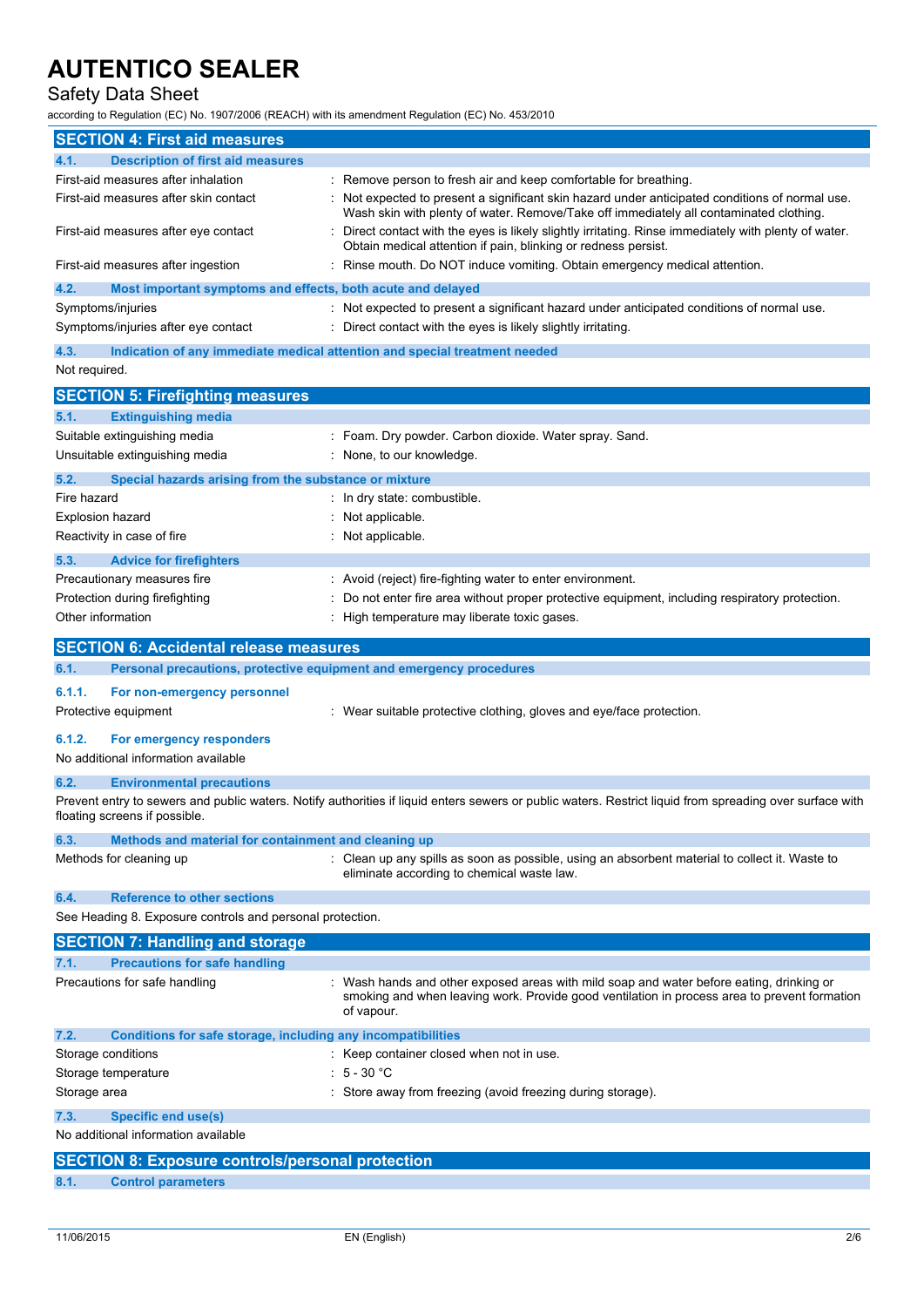## SECTION 4: First aid measures

### 4.1. Description of first aid measures

| | |
|---|---|
| First-aid measures after inhalation | : Remove person to fresh air and keep comfortable for breathing. |
| First-aid measures after skin contact | : Not expected to present a significant skin hazard under anticipated conditions of normal use. Wash skin with plenty of water. Remove/Take off immediately all contaminated clothing. |
| First-aid measures after eye contact | : Direct contact with the eyes is likely slightly irritating. Rinse immediately with plenty of water. Obtain medical attention if pain, blinking or redness persist. |
| First-aid measures after ingestion | : Rinse mouth. Do NOT induce vomiting. Obtain emergency medical attention. |

### 4.2. Most important symptoms and effects, both acute and delayed

| | |
|---|---|
| Symptoms/injuries | : Not expected to present a significant hazard under anticipated conditions of normal use. |
| Symptoms/injuries after eye contact | : Direct contact with the eyes is likely slightly irritating. |

### 4.3. Indication of any immediate medical attention and special treatment needed

Not required.

## SECTION 5: Firefighting measures

### 5.1. Extinguishing media

| | |
|---|---|
| Suitable extinguishing media | : Foam. Dry powder. Carbon dioxide. Water spray. Sand. |
| Unsuitable extinguishing media | : None, to our knowledge. |

### 5.2. Special hazards arising from the substance or mixture

| | |
|---|---|
| Fire hazard | : In dry state: combustible. |
| Explosion hazard | : Not applicable. |
| Reactivity in case of fire | : Not applicable. |

### 5.3. Advice for firefighters

| | |
|---|---|
| Precautionary measures fire | : Avoid (reject) fire-fighting water to enter environment. |
| Protection during firefighting | : Do not enter fire area without proper protective equipment, including respiratory protection. |
| Other information | : High temperature may liberate toxic gases. |

## SECTION 6: Accidental release measures

### 6.1. Personal precautions, protective equipment and emergency procedures

#### 6.1.1. For non-emergency personnel

| | |
|---|---|
| Protective equipment | : Wear suitable protective clothing, gloves and eye/face protection. |

#### 6.1.2. For emergency responders

No additional information available

### 6.2. Environmental precautions

Prevent entry to sewers and public waters. Notify authorities if liquid enters sewers or public waters. Restrict liquid from spreading over surface with floating screens if possible.

### 6.3. Methods and material for containment and cleaning up

| | |
|---|---|
| Methods for cleaning up | : Clean up any spills as soon as possible, using an absorbent material to collect it. Waste to eliminate according to chemical waste law. |

### 6.4. Reference to other sections

See Heading 8. Exposure controls and personal protection.

## SECTION 7: Handling and storage

### 7.1. Precautions for safe handling

| | |
|---|---|
| Precautions for safe handling | : Wash hands and other exposed areas with mild soap and water before eating, drinking or smoking and when leaving work. Provide good ventilation in process area to prevent formation of vapour. |

### 7.2. Conditions for safe storage, including any incompatibilities

| | |
|---|---|
| Storage conditions | : Keep container closed when not in use. |
| Storage temperature | : 5 - 30 °C |
| Storage area | : Store away from freezing (avoid freezing during storage). |

### 7.3. Specific end use(s)

No additional information available

## SECTION 8: Exposure controls/personal protection

### 8.1. Control parameters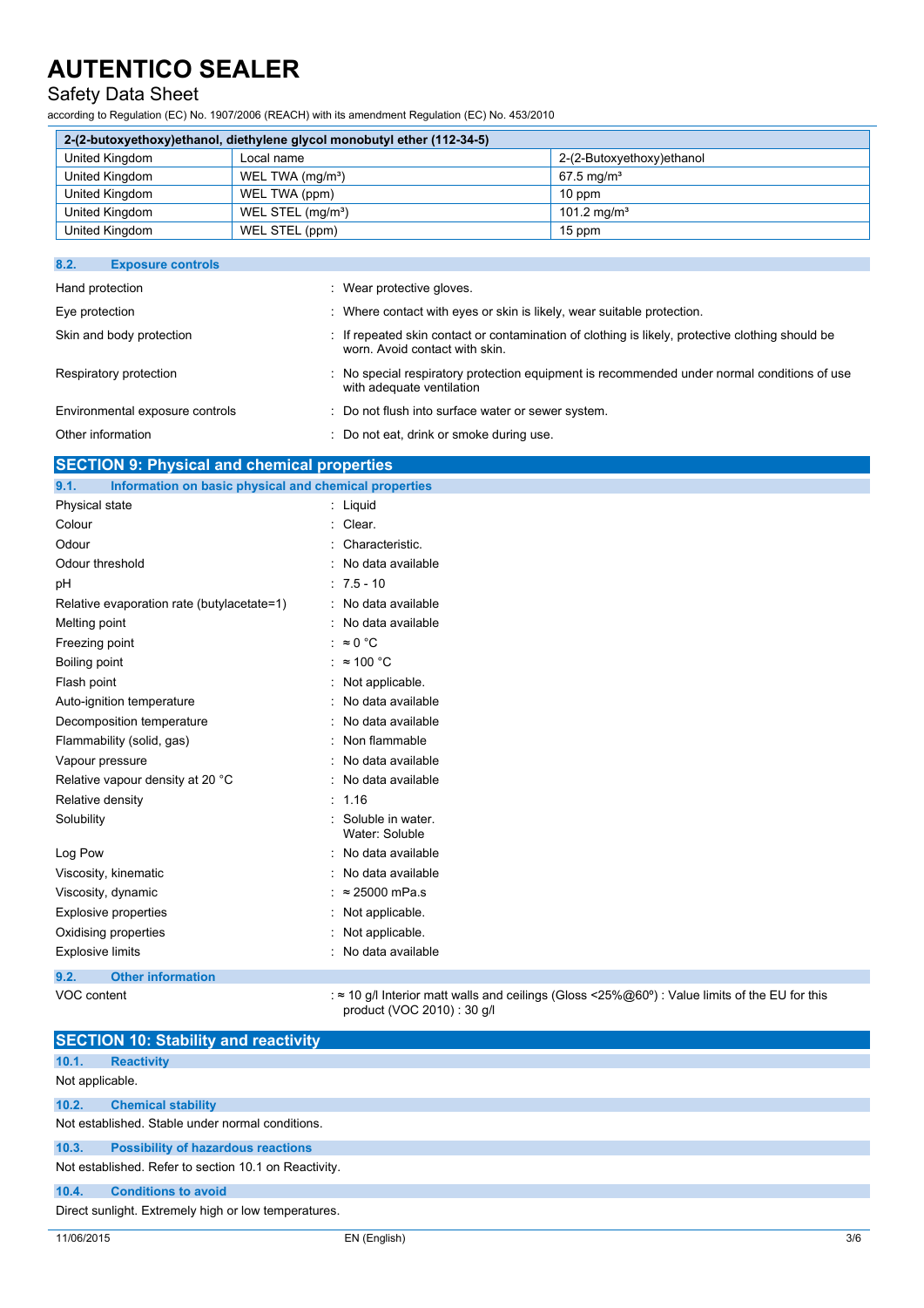| 2-(2-butoxyethoxy)ethanol, diethylene glycol monobutyl ether (112-34-5) | | |
|---|---|---|
| United Kingdom | Local name | 2-(2-Butoxyethoxy)ethanol |
| United Kingdom | WEL TWA (mg/m³) | 67.5 mg/m³ |
| United Kingdom | WEL TWA (ppm) | 10 ppm |
| United Kingdom | WEL STEL (mg/m³) | 101.2 mg/m³ |
| United Kingdom | WEL STEL (ppm) | 15 ppm |

### 8.2. Exposure controls

| | |
|---|---|
| Hand protection | : Wear protective gloves. |
| Eye protection | : Where contact with eyes or skin is likely, wear suitable protection. |
| Skin and body protection | : If repeated skin contact or contamination of clothing is likely, protective clothing should be worn. Avoid contact with skin. |
| Respiratory protection | : No special respiratory protection equipment is recommended under normal conditions of use with adequate ventilation |
| Environmental exposure controls | : Do not flush into surface water or sewer system. |
| Other information | : Do not eat, drink or smoke during use. |

## SECTION 9: Physical and chemical properties

### 9.1. Information on basic physical and chemical properties

| | |
|---|---|
| Physical state | : Liquid |
| Colour | : Clear. |
| Odour | : Characteristic. |
| Odour threshold | : No data available |
| pH | : 7.5 - 10 |
| Relative evaporation rate (butylacetate=1) | : No data available |
| Melting point | : No data available |
| Freezing point | : ≈ 0 °C |
| Boiling point | : ≈ 100 °C |
| Flash point | : Not applicable. |
| Auto-ignition temperature | : No data available |
| Decomposition temperature | : No data available |
| Flammability (solid, gas) | : Non flammable |
| Vapour pressure | : No data available |
| Relative vapour density at 20 °C | : No data available |
| Relative density | : 1.16 |
| Solubility | : Soluble in water. Water: Soluble |
| Log Pow | : No data available |
| Viscosity, kinematic | : No data available |
| Viscosity, dynamic | : ≈ 25000 mPa.s |
| Explosive properties | : Not applicable. |
| Oxidising properties | : Not applicable. |
| Explosive limits | : No data available |

### 9.2. Other information

| | |
|---|---|
| VOC content | : ≈ 10 g/l Interior matt walls and ceilings (Gloss <25%@60º) : Value limits of the EU for this product (VOC 2010) : 30 g/l |

## SECTION 10: Stability and reactivity

### 10.1. Reactivity

Not applicable.

### 10.2. Chemical stability

Not established. Stable under normal conditions.

### 10.3. Possibility of hazardous reactions

Not established. Refer to section 10.1 on Reactivity.

### 10.4. Conditions to avoid

Direct sunlight. Extremely high or low temperatures.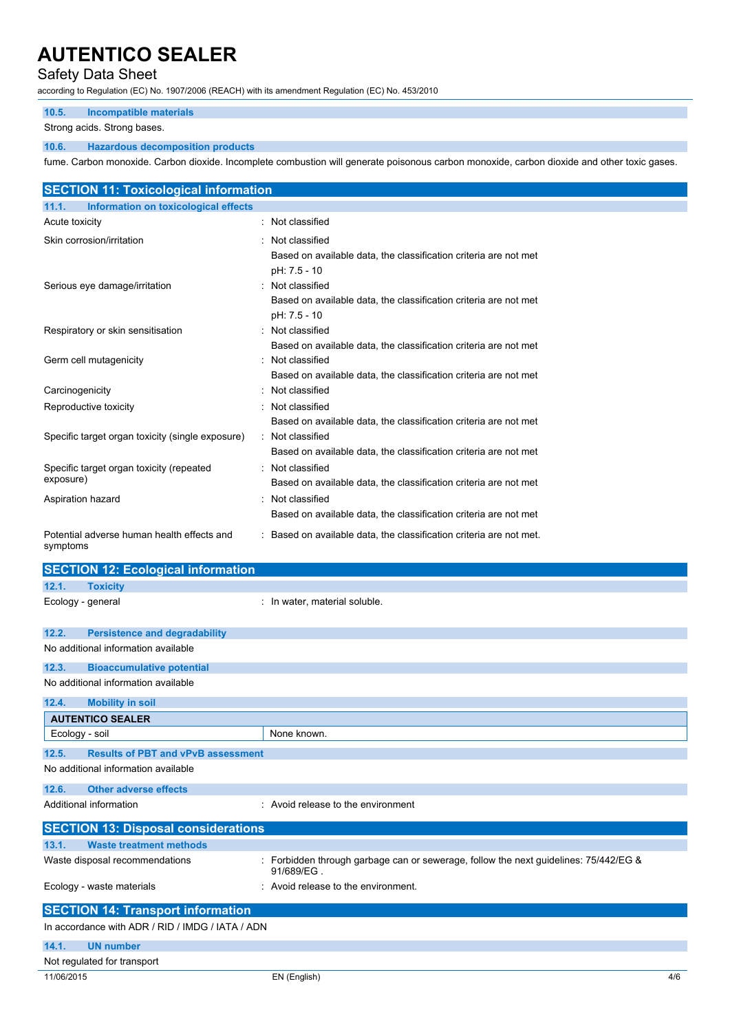### 10.5. Incompatible materials

Strong acids. Strong bases.

### 10.6. Hazardous decomposition products

fume. Carbon monoxide. Carbon dioxide. Incomplete combustion will generate poisonous carbon monoxide, carbon dioxide and other toxic gases.

## SECTION 11: Toxicological information

### 11.1. Information on toxicological effects

| | |
|---|---|
| Acute toxicity | : Not classified |
| Skin corrosion/irritation | : Not classified<br>Based on available data, the classification criteria are not met<br>pH: 7.5 - 10 |
| Serious eye damage/irritation | : Not classified<br>Based on available data, the classification criteria are not met<br>pH: 7.5 - 10 |
| Respiratory or skin sensitisation | : Not classified<br>Based on available data, the classification criteria are not met |
| Germ cell mutagenicity | : Not classified<br>Based on available data, the classification criteria are not met |
| Carcinogenicity | : Not classified |
| Reproductive toxicity | : Not classified<br>Based on available data, the classification criteria are not met |
| Specific target organ toxicity (single exposure) | : Not classified<br>Based on available data, the classification criteria are not met |
| Specific target organ toxicity (repeated exposure) | : Not classified<br>Based on available data, the classification criteria are not met |
| Aspiration hazard | : Not classified<br>Based on available data, the classification criteria are not met |
| Potential adverse human health effects and symptoms | : Based on available data, the classification criteria are not met. |

## SECTION 12: Ecological information

### 12.1. Toxicity

| | |
|---|---|
| Ecology - general | : In water, material soluble. |

### 12.2. Persistence and degradability

No additional information available

### 12.3. Bioaccumulative potential

No additional information available

### 12.4. Mobility in soil

| AUTENTICO SEALER | |
|---|---|
| Ecology - soil | None known. |

### 12.5. Results of PBT and vPvB assessment

No additional information available

### 12.6. Other adverse effects

| | |
|---|---|
| Additional information | : Avoid release to the environment |

## SECTION 13: Disposal considerations

### 13.1. Waste treatment methods

| | |
|---|---|
| Waste disposal recommendations | : Forbidden through garbage can or sewerage, follow the next guidelines: 75/442/EG & 91/689/EG . |
| Ecology - waste materials | : Avoid release to the environment. |

## SECTION 14: Transport information

In accordance with ADR / RID / IMDG / IATA / ADN

### 14.1. UN number

Not regulated for transport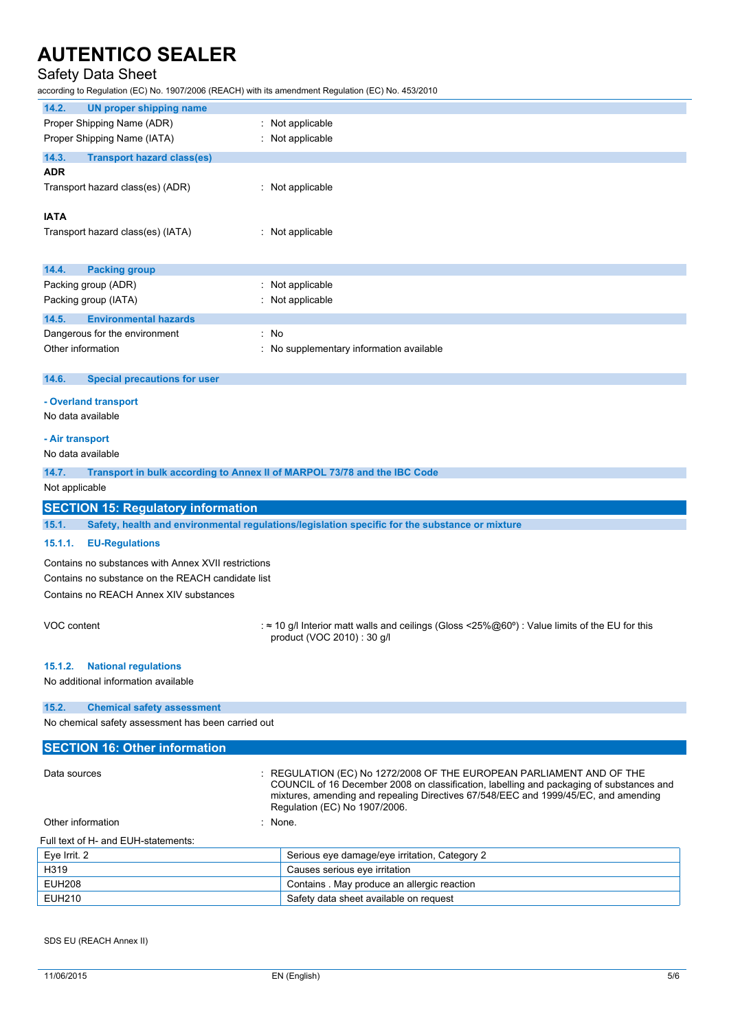### 14.2. UN proper shipping name

Proper Shipping Name (ADR) : Not applicable

Proper Shipping Name (IATA) : Not applicable

### 14.3. Transport hazard class(es)

**ADR**

Transport hazard class(es) (ADR) : Not applicable

**IATA**

Transport hazard class(es) (IATA) : Not applicable

### 14.4. Packing group

Packing group (ADR) : Not applicable

Packing group (IATA) : Not applicable

### 14.5. Environmental hazards

Dangerous for the environment : No

Other information : No supplementary information available

### 14.6. Special precautions for user

**- Overland transport**

No data available

**- Air transport**

No data available

### 14.7. Transport in bulk according to Annex II of MARPOL 73/78 and the IBC Code

Not applicable

## SECTION 15: Regulatory information

### 15.1. Safety, health and environmental regulations/legislation specific for the substance or mixture

#### 15.1.1. EU-Regulations

Contains no substances with Annex XVII restrictions

Contains no substance on the REACH candidate list

Contains no REACH Annex XIV substances

VOC content : ≈ 10 g/l Interior matt walls and ceilings (Gloss <25%@60º) : Value limits of the EU for this product (VOC 2010) : 30 g/l

#### 15.1.2. National regulations

No additional information available

### 15.2. Chemical safety assessment

No chemical safety assessment has been carried out

## SECTION 16: Other information

Data sources : REGULATION (EC) No 1272/2008 OF THE EUROPEAN PARLIAMENT AND OF THE COUNCIL of 16 December 2008 on classification, labelling and packaging of substances and mixtures, amending and repealing Directives 67/548/EEC and 1999/45/EC, and amending Regulation (EC) No 1907/2006.

Other information : None.

Full text of H- and EUH-statements:

| | |
|---|---|
| Eye Irrit. 2 | Serious eye damage/eye irritation, Category 2 |
| H319 | Causes serious eye irritation |
| EUH208 | Contains . May produce an allergic reaction |
| EUH210 | Safety data sheet available on request |

SDS EU (REACH Annex II)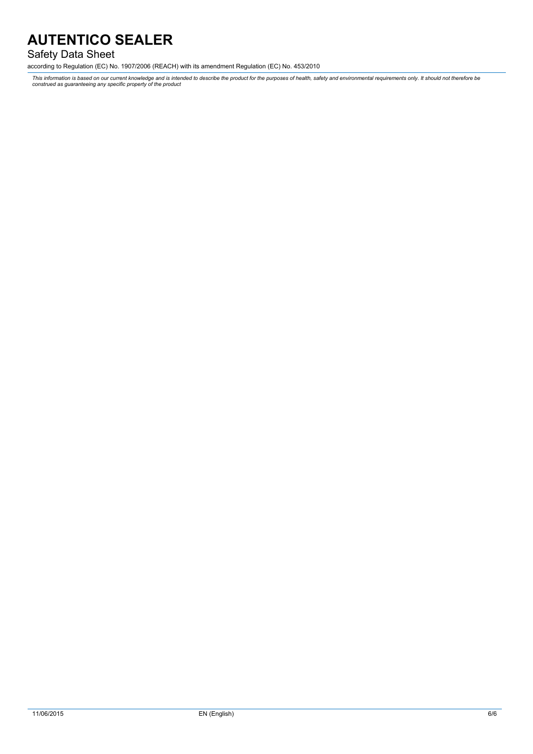*This information is based on our current knowledge and is intended to describe the product for the purposes of health, safety and environmental requirements only. It should not therefore be construed as guaranteeing any specific property of the product*